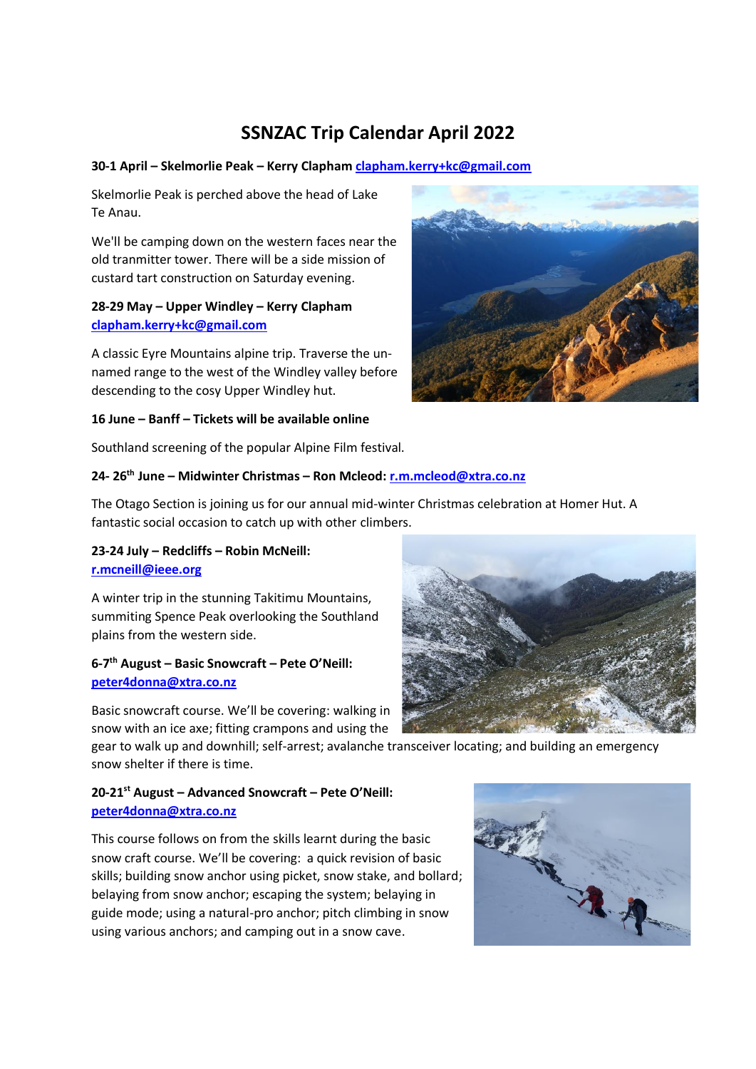# SSNZAC Trip Calendar April 2022

**30-1 April – Skelmorlie Peak – Kerry Clapham clapham.kerry+kc@gmail.com**

Skelmorlie Peak is perched above the head of Lake Te Anau.

We'll be camping down on the western faces near the old tranmitter tower. There will be a side mission of custard tart construction on Saturday evening.

**28-29 May – Upper Windley – Kerry Clapham clapham.kerry+kc@gmail.com**

A classic Eyre Mountains alpine trip. Traverse the un-named range to the west of the Windley valley before descending to the cosy Upper Windley hut.

**16 June – Banff – Tickets will be available online**

Southland screening of the popular Alpine Film festival.

**24- 26th June – Midwinter Christmas – Ron Mcleod: r.m.mcleod@xtra.co.nz**

The Otago Section is joining us for our annual mid-winter Christmas celebration at Homer Hut. A fantastic social occasion to catch up with other climbers.

**23-24 July – Redcliffs – Robin McNeill: r.mcneill@ieee.org**

A winter trip in the stunning Takitimu Mountains, summiting Spence Peak overlooking the Southland plains from the western side.

**6-7th August – Basic Snowcraft – Pete O'Neill: peter4donna@xtra.co.nz**

Basic snowcraft course. We'll be covering: walking in snow with an ice axe; fitting crampons and using the gear to walk up and downhill; self-arrest; avalanche transceiver locating; and building an emergency snow shelter if there is time.

**20-21st August – Advanced Snowcraft – Pete O'Neill: peter4donna@xtra.co.nz**

This course follows on from the skills learnt during the basic snow craft course. We'll be covering: a quick revision of basic skills; building snow anchor using picket, snow stake, and bollard; belaying from snow anchor; escaping the system; belaying in guide mode; using a natural-pro anchor; pitch climbing in snow using various anchors; and camping out in a snow cave.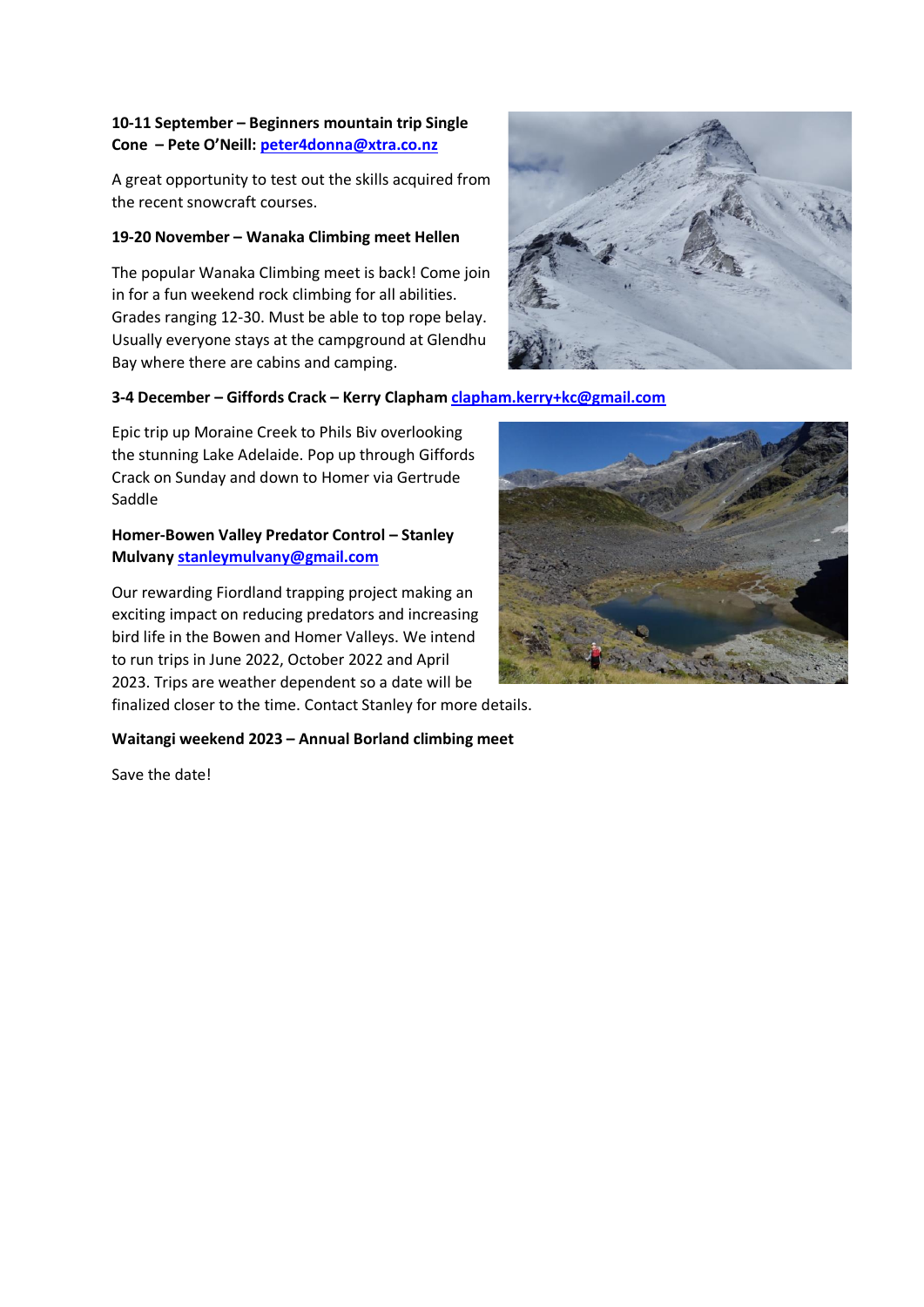**10-11 September – Beginners mountain trip Single Cone – Pete O'Neill: peter4donna@xtra.co.nz**

A great opportunity to test out the skills acquired from the recent snowcraft courses.

**19-20 November – Wanaka Climbing meet Hellen**

The popular Wanaka Climbing meet is back! Come join in for a fun weekend rock climbing for all abilities. Grades ranging 12-30. Must be able to top rope belay. Usually everyone stays at the campground at Glendhu Bay where there are cabins and camping.

**3-4 December – Giffords Crack – Kerry Clapham clapham.kerry+kc@gmail.com**

Epic trip up Moraine Creek to Phils Biv overlooking the stunning Lake Adelaide. Pop up through Giffords Crack on Sunday and down to Homer via Gertrude Saddle

**Homer-Bowen Valley Predator Control – Stanley Mulvany stanleymulvany@gmail.com**

Our rewarding Fiordland trapping project making an exciting impact on reducing predators and increasing bird life in the Bowen and Homer Valleys. We intend to run trips in June 2022, October 2022 and April 2023. Trips are weather dependent so a date will be finalized closer to the time. Contact Stanley for more details.

**Waitangi weekend 2023 – Annual Borland climbing meet**

Save the date!